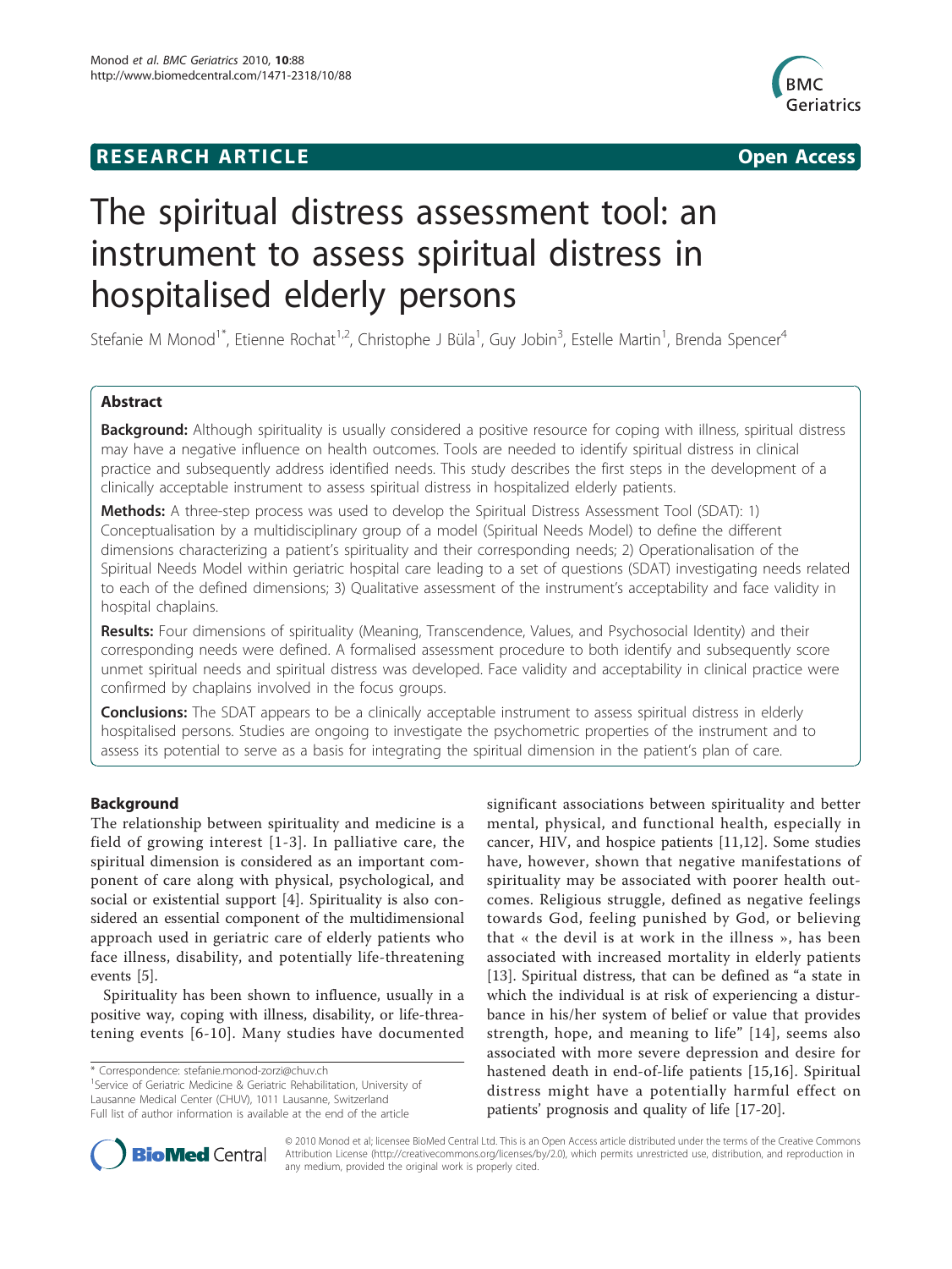RESEARCH ARTICLE Open Access

# The spiritual distress assessment tool: an instrument to assess spiritual distress in hospitalised elderly persons

Stefanie M Monod[1*], Etienne Rochat[1,2], Christophe J Büla[1], Guy Jobin[3], Estelle Martin[1], Brenda Spencer[4]

## Abstract

**Background:** Although spirituality is usually considered a positive resource for coping with illness, spiritual distress may have a negative influence on health outcomes. Tools are needed to identify spiritual distress in clinical practice and subsequently address identified needs. This study describes the first steps in the development of a clinically acceptable instrument to assess spiritual distress in hospitalized elderly patients.

**Methods:** A three-step process was used to develop the Spiritual Distress Assessment Tool (SDAT): 1) Conceptualisation by a multidisciplinary group of a model (Spiritual Needs Model) to define the different dimensions characterizing a patient's spirituality and their corresponding needs; 2) Operationalisation of the Spiritual Needs Model within geriatric hospital care leading to a set of questions (SDAT) investigating needs related to each of the defined dimensions; 3) Qualitative assessment of the instrument's acceptability and face validity in hospital chaplains.

**Results:** Four dimensions of spirituality (Meaning, Transcendence, Values, and Psychosocial Identity) and their corresponding needs were defined. A formalised assessment procedure to both identify and subsequently score unmet spiritual needs and spiritual distress was developed. Face validity and acceptability in clinical practice were confirmed by chaplains involved in the focus groups.

**Conclusions:** The SDAT appears to be a clinically acceptable instrument to assess spiritual distress in elderly hospitalised persons. Studies are ongoing to investigate the psychometric properties of the instrument and to assess its potential to serve as a basis for integrating the spiritual dimension in the patient's plan of care.

## Background

The relationship between spirituality and medicine is a field of growing interest [1-3]. In palliative care, the spiritual dimension is considered as an important component of care along with physical, psychological, and social or existential support [4]. Spirituality is also considered an essential component of the multidimensional approach used in geriatric care of elderly patients who face illness, disability, and potentially life-threatening events [5].

Spirituality has been shown to influence, usually in a positive way, coping with illness, disability, or life-threatening events [6-10]. Many studies have documented significant associations between spirituality and better mental, physical, and functional health, especially in cancer, HIV, and hospice patients [11,12]. Some studies have, however, shown that negative manifestations of spirituality may be associated with poorer health outcomes. Religious struggle, defined as negative feelings towards God, feeling punished by God, or believing that « the devil is at work in the illness », has been associated with increased mortality in elderly patients [13]. Spiritual distress, that can be defined as "a state in which the individual is at risk of experiencing a disturbance in his/her system of belief or value that provides strength, hope, and meaning to life" [14], seems also associated with more severe depression and desire for hastened death in end-of-life patients [15,16]. Spiritual distress might have a potentially harmful effect on patients' prognosis and quality of life [17-20].

\* Correspondence: stefanie.monod-zorzi@chuv.ch
[1]Service of Geriatric Medicine & Geriatric Rehabilitation, University of Lausanne Medical Center (CHUV), 1011 Lausanne, Switzerland
Full list of author information is available at the end of the article

© 2010 Monod et al; licensee BioMed Central Ltd. This is an Open Access article distributed under the terms of the Creative Commons Attribution License (http://creativecommons.org/licenses/by/2.0), which permits unrestricted use, distribution, and reproduction in any medium, provided the original work is properly cited.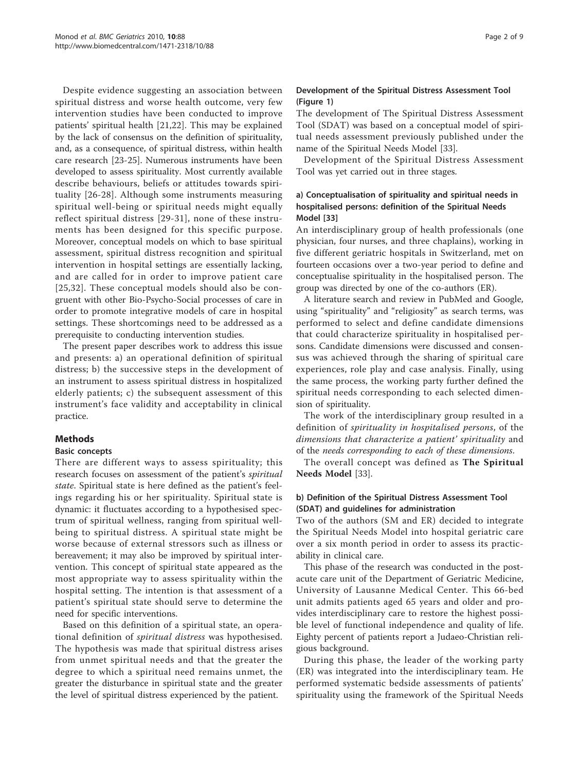Despite evidence suggesting an association between spiritual distress and worse health outcome, very few intervention studies have been conducted to improve patients' spiritual health [21,22]. This may be explained by the lack of consensus on the definition of spirituality, and, as a consequence, of spiritual distress, within health care research [23-25]. Numerous instruments have been developed to assess spirituality. Most currently available describe behaviours, beliefs or attitudes towards spirituality [26-28]. Although some instruments measuring spiritual well-being or spiritual needs might equally reflect spiritual distress [29-31], none of these instruments has been designed for this specific purpose. Moreover, conceptual models on which to base spiritual assessment, spiritual distress recognition and spiritual intervention in hospital settings are essentially lacking, and are called for in order to improve patient care [25,32]. These conceptual models should also be congruent with other Bio-Psycho-Social processes of care in order to promote integrative models of care in hospital settings. These shortcomings need to be addressed as a prerequisite to conducting intervention studies.

The present paper describes work to address this issue and presents: a) an operational definition of spiritual distress; b) the successive steps in the development of an instrument to assess spiritual distress in hospitalized elderly patients; c) the subsequent assessment of this instrument's face validity and acceptability in clinical practice.

## Methods

### Basic concepts

There are different ways to assess spirituality; this research focuses on assessment of the patient's *spiritual state*. Spiritual state is here defined as the patient's feelings regarding his or her spirituality. Spiritual state is dynamic: it fluctuates according to a hypothesised spectrum of spiritual wellness, ranging from spiritual well-being to spiritual distress. A spiritual state might be worse because of external stressors such as illness or bereavement; it may also be improved by spiritual intervention. This concept of spiritual state appeared as the most appropriate way to assess spirituality within the hospital setting. The intention is that assessment of a patient's spiritual state should serve to determine the need for specific interventions.

Based on this definition of a spiritual state, an operational definition of *spiritual distress* was hypothesised. The hypothesis was made that spiritual distress arises from unmet spiritual needs and that the greater the degree to which a spiritual need remains unmet, the greater the disturbance in spiritual state and the greater the level of spiritual distress experienced by the patient.

### Development of the Spiritual Distress Assessment Tool (Figure 1)

The development of The Spiritual Distress Assessment Tool (SDAT) was based on a conceptual model of spiritual needs assessment previously published under the name of the Spiritual Needs Model [33].

Development of the Spiritual Distress Assessment Tool was yet carried out in three stages.

#### a) Conceptualisation of spirituality and spiritual needs in hospitalised persons: definition of the Spiritual Needs Model [33]

An interdisciplinary group of health professionals (one physician, four nurses, and three chaplains), working in five different geriatric hospitals in Switzerland, met on fourteen occasions over a two-year period to define and conceptualise spirituality in the hospitalised person. The group was directed by one of the co-authors (ER).

A literature search and review in PubMed and Google, using "spirituality" and "religiosity" as search terms, was performed to select and define candidate dimensions that could characterize spirituality in hospitalised persons. Candidate dimensions were discussed and consensus was achieved through the sharing of spiritual care experiences, role play and case analysis. Finally, using the same process, the working party further defined the spiritual needs corresponding to each selected dimension of spirituality.

The work of the interdisciplinary group resulted in a definition of *spirituality in hospitalised persons*, of the *dimensions that characterize a patient' spirituality* and of the *needs corresponding to each of these dimensions.*

The overall concept was defined as **The Spiritual Needs Model** [33].

#### b) Definition of the Spiritual Distress Assessment Tool (SDAT) and guidelines for administration

Two of the authors (SM and ER) decided to integrate the Spiritual Needs Model into hospital geriatric care over a six month period in order to assess its practicability in clinical care.

This phase of the research was conducted in the post-acute care unit of the Department of Geriatric Medicine, University of Lausanne Medical Center. This 66-bed unit admits patients aged 65 years and older and provides interdisciplinary care to restore the highest possible level of functional independence and quality of life. Eighty percent of patients report a Judaeo-Christian religious background.

During this phase, the leader of the working party (ER) was integrated into the interdisciplinary team. He performed systematic bedside assessments of patients' spirituality using the framework of the Spiritual Needs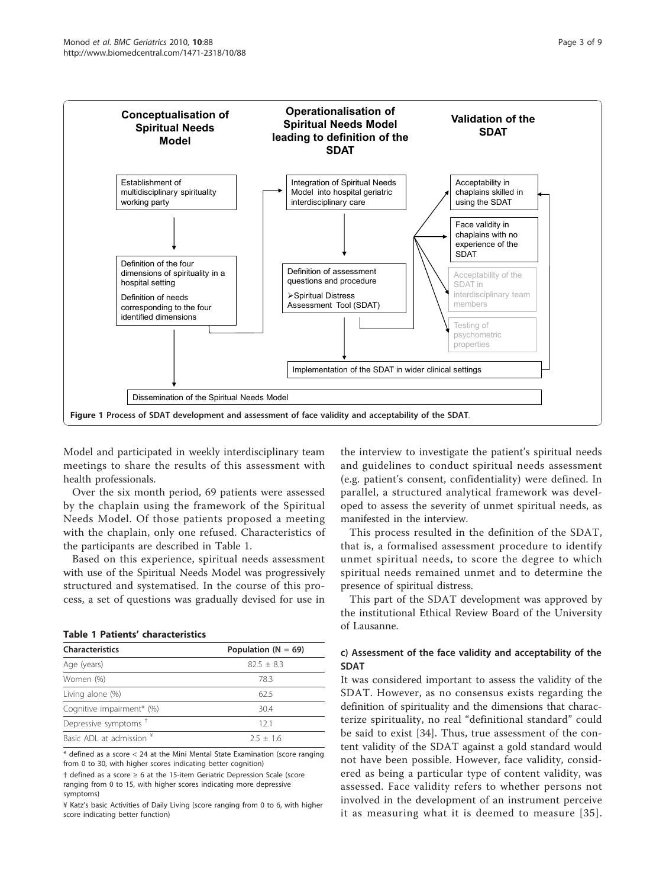Conceptualisation of Spiritual Needs Model

Operationalisation of Spiritual Needs Model leading to definition of the SDAT

Validation of the SDAT

Establishment of multidisciplinary spirituality working party

Definition of the four dimensions of spirituality in a hospital setting

Definition of needs corresponding to the four identified dimensions

Integration of Spiritual Needs Model into hospital geriatric interdisciplinary care

Definition of assessment questions and procedure

➢Spiritual Distress Assessment Tool (SDAT)

Acceptability in chaplains skilled in using the SDAT

Face validity in chaplains with no experience of the SDAT

Acceptability of the SDAT in interdisciplinary team members

Testing of psychometric properties

Implementation of the SDAT in wider clinical settings

Dissemination of the Spiritual Needs Model

**Figure 1 Process of SDAT development and assessment of face validity and acceptability of the SDAT**.

Model and participated in weekly interdisciplinary team meetings to share the results of this assessment with health professionals.

Over the six month period, 69 patients were assessed by the chaplain using the framework of the Spiritual Needs Model. Of those patients proposed a meeting with the chaplain, only one refused. Characteristics of the participants are described in Table 1.

Based on this experience, spiritual needs assessment with use of the Spiritual Needs Model was progressively structured and systematised. In the course of this process, a set of questions was gradually devised for use in the interview to investigate the patient's spiritual needs and guidelines to conduct spiritual needs assessment (e.g. patient's consent, confidentiality) were defined. In parallel, a structured analytical framework was developed to assess the severity of unmet spiritual needs, as manifested in the interview.

This process resulted in the definition of the SDAT, that is, a formalised assessment procedure to identify unmet spiritual needs, to score the degree to which spiritual needs remained unmet and to determine the presence of spiritual distress.

This part of the SDAT development was approved by the institutional Ethical Review Board of the University of Lausanne.

**Table 1 Patients' characteristics**

| Characteristics | Population (N = 69) |
|---|---|
| Age (years) | 82.5 ± 8.3 |
| Women (%) | 78.3 |
| Living alone (%) | 62.5 |
| Cognitive impairment* (%) | 30.4 |
| Depressive symptoms † | 12.1 |
| Basic ADL at admission ¥ | 2.5 ± 1.6 |

\* defined as a score < 24 at the Mini Mental State Examination (score ranging from 0 to 30, with higher scores indicating better cognition)

† defined as a score ≥ 6 at the 15-item Geriatric Depression Scale (score ranging from 0 to 15, with higher scores indicating more depressive symptoms)

¥ Katz's basic Activities of Daily Living (score ranging from 0 to 6, with higher score indicating better function)

### c) Assessment of the face validity and acceptability of the SDAT

It was considered important to assess the validity of the SDAT. However, as no consensus exists regarding the definition of spirituality and the dimensions that characterize spirituality, no real "definitional standard" could be said to exist [34]. Thus, true assessment of the content validity of the SDAT against a gold standard would not have been possible. However, face validity, considered as being a particular type of content validity, was assessed. Face validity refers to whether persons not involved in the development of an instrument perceive it as measuring what it is deemed to measure [35].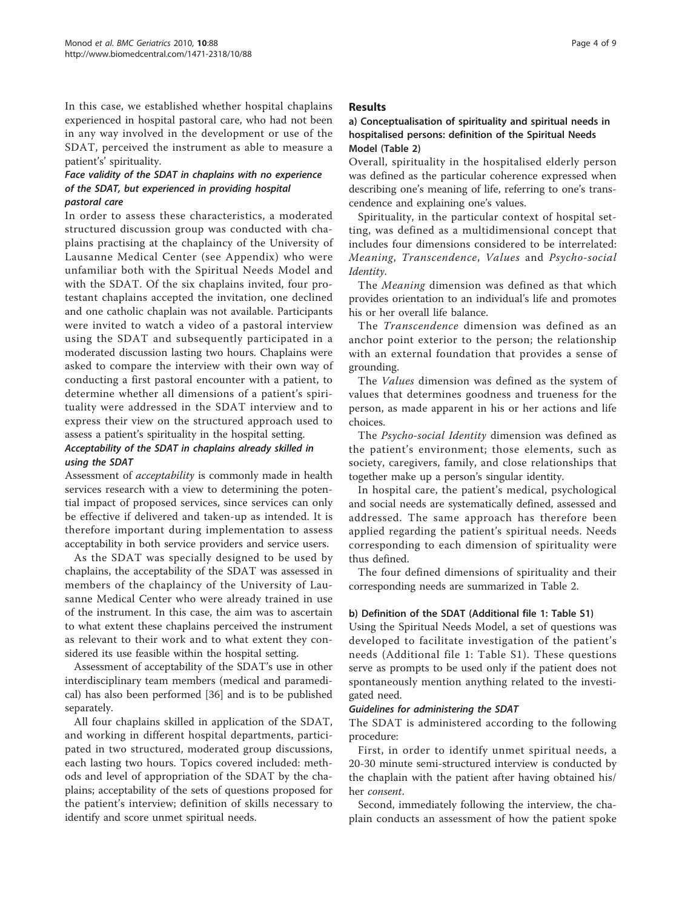In this case, we established whether hospital chaplains experienced in hospital pastoral care, who had not been in any way involved in the development or use of the SDAT, perceived the instrument as able to measure a patient's' spirituality.

#### *Face validity of the SDAT in chaplains with no experience of the SDAT, but experienced in providing hospital pastoral care*

In order to assess these characteristics, a moderated structured discussion group was conducted with chaplains practising at the chaplaincy of the University of Lausanne Medical Center (see Appendix) who were unfamiliar both with the Spiritual Needs Model and with the SDAT. Of the six chaplains invited, four protestant chaplains accepted the invitation, one declined and one catholic chaplain was not available. Participants were invited to watch a video of a pastoral interview using the SDAT and subsequently participated in a moderated discussion lasting two hours. Chaplains were asked to compare the interview with their own way of conducting a first pastoral encounter with a patient, to determine whether all dimensions of a patient's spirituality were addressed in the SDAT interview and to express their view on the structured approach used to assess a patient's spirituality in the hospital setting.

#### *Acceptability of the SDAT in chaplains already skilled in using the SDAT*

Assessment of *acceptability* is commonly made in health services research with a view to determining the potential impact of proposed services, since services can only be effective if delivered and taken-up as intended. It is therefore important during implementation to assess acceptability in both service providers and service users.

As the SDAT was specially designed to be used by chaplains, the acceptability of the SDAT was assessed in members of the chaplaincy of the University of Lausanne Medical Center who were already trained in use of the instrument. In this case, the aim was to ascertain to what extent these chaplains perceived the instrument as relevant to their work and to what extent they considered its use feasible within the hospital setting.

Assessment of acceptability of the SDAT's use in other interdisciplinary team members (medical and paramedical) has also been performed [36] and is to be published separately.

All four chaplains skilled in application of the SDAT, and working in different hospital departments, participated in two structured, moderated group discussions, each lasting two hours. Topics covered included: methods and level of appropriation of the SDAT by the chaplains; acceptability of the sets of questions proposed for the patient's interview; definition of skills necessary to identify and score unmet spiritual needs.

## Results

### a) Conceptualisation of spirituality and spiritual needs in hospitalised persons: definition of the Spiritual Needs Model (Table 2)

Overall, spirituality in the hospitalised elderly person was defined as the particular coherence expressed when describing one's meaning of life, referring to one's transcendence and explaining one's values.

Spirituality, in the particular context of hospital setting, was defined as a multidimensional concept that includes four dimensions considered to be interrelated: *Meaning*, *Transcendence*, *Values* and *Psycho-social Identity*.

The *Meaning* dimension was defined as that which provides orientation to an individual's life and promotes his or her overall life balance.

The *Transcendence* dimension was defined as an anchor point exterior to the person; the relationship with an external foundation that provides a sense of grounding.

The *Values* dimension was defined as the system of values that determines goodness and trueness for the person, as made apparent in his or her actions and life choices.

The *Psycho-social Identity* dimension was defined as the patient's environment; those elements, such as society, caregivers, family, and close relationships that together make up a person's singular identity.

In hospital care, the patient's medical, psychological and social needs are systematically defined, assessed and addressed. The same approach has therefore been applied regarding the patient's spiritual needs. Needs corresponding to each dimension of spirituality were thus defined.

The four defined dimensions of spirituality and their corresponding needs are summarized in Table 2.

### b) Definition of the SDAT (Additional file 1: Table S1)

Using the Spiritual Needs Model, a set of questions was developed to facilitate investigation of the patient's needs (Additional file 1: Table S1). These questions serve as prompts to be used only if the patient does not spontaneously mention anything related to the investigated need.

#### *Guidelines for administering the SDAT*

The SDAT is administered according to the following procedure:

First, in order to identify unmet spiritual needs, a 20-30 minute semi-structured interview is conducted by the chaplain with the patient after having obtained his/her *consent*.

Second, immediately following the interview, the chaplain conducts an assessment of how the patient spoke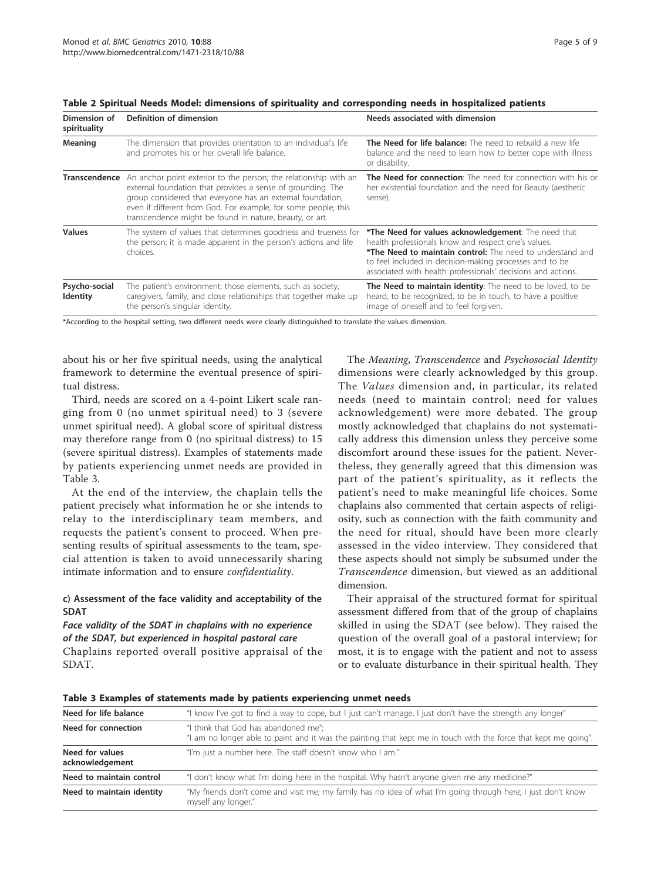**Table 2 Spiritual Needs Model: dimensions of spirituality and corresponding needs in hospitalized patients**

| Dimension of spirituality | Definition of dimension | Needs associated with dimension |
|---|---|---|
| **Meaning** | The dimension that provides orientation to an individual's life and promotes his or her overall life balance. | **The Need for life balance:** The need to rebuild a new life balance and the need to learn how to better cope with illness or disability. |
| **Transcendence** | An anchor point exterior to the person; the relationship with an external foundation that provides a sense of grounding. The group considered that everyone has an external foundation, even if different from God. For example, for some people, this transcendence might be found in nature, beauty, or art. | **The Need for connection**: The need for connection with his or her existential foundation and the need for Beauty (aesthetic sense). |
| **Values** | The system of values that determines goodness and trueness for the person; it is made apparent in the person's actions and life choices. | **\*The Need for values acknowledgement**: The need that health professionals know and respect one's values. **\*The Need to maintain control:** The need to understand and to feel included in decision-making processes and to be associated with health professionals' decisions and actions. |
| **Psycho-social Identity** | The patient's environment; those elements, such as society, caregivers, family, and close relationships that together make up the person's singular identity. | **The Need to maintain identity**: The need to be loved, to be heard, to be recognized, to be in touch, to have a positive image of oneself and to feel forgiven. |

\*According to the hospital setting, two different needs were clearly distinguished to translate the values dimension.

about his or her five spiritual needs, using the analytical framework to determine the eventual presence of spiritual distress.

Third, needs are scored on a 4-point Likert scale ranging from 0 (no unmet spiritual need) to 3 (severe unmet spiritual need). A global score of spiritual distress may therefore range from 0 (no spiritual distress) to 15 (severe spiritual distress). Examples of statements made by patients experiencing unmet needs are provided in Table 3.

At the end of the interview, the chaplain tells the patient precisely what information he or she intends to relay to the interdisciplinary team members, and requests the patient's consent to proceed. When presenting results of spiritual assessments to the team, special attention is taken to avoid unnecessarily sharing intimate information and to ensure *confidentiality*.

### c) Assessment of the face validity and acceptability of the SDAT

#### *Face validity of the SDAT in chaplains with no experience of the SDAT, but experienced in hospital pastoral care*

Chaplains reported overall positive appraisal of the SDAT.

The *Meaning*, *Transcendence* and *Psychosocial Identity* dimensions were clearly acknowledged by this group. The *Values* dimension and, in particular, its related needs (need to maintain control; need for values acknowledgement) were more debated. The group mostly acknowledged that chaplains do not systematically address this dimension unless they perceive some discomfort around these issues for the patient. Nevertheless, they generally agreed that this dimension was part of the patient's spirituality, as it reflects the patient's need to make meaningful life choices. Some chaplains also commented that certain aspects of religiosity, such as connection with the faith community and the need for ritual, should have been more clearly assessed in the video interview. They considered that these aspects should not simply be subsumed under the *Transcendence* dimension, but viewed as an additional dimension.

Their appraisal of the structured format for spiritual assessment differed from that of the group of chaplains skilled in using the SDAT (see below). They raised the question of the overall goal of a pastoral interview; for most, it is to engage with the patient and not to assess or to evaluate disturbance in their spiritual health. They

**Table 3 Examples of statements made by patients experiencing unmet needs**

| | |
|---|---|
| **Need for life balance** | "I know I've got to find a way to cope, but I just can't manage. I just don't have the strength any longer" |
| **Need for connection** | "I think that God has abandoned me"; "I am no longer able to paint and it was the painting that kept me in touch with the force that kept me going". |
| **Need for values acknowledgement** | "I'm just a number here. The staff doesn't know who I am." |
| **Need to maintain control** | "I don't know what I'm doing here in the hospital. Why hasn't anyone given me any medicine?" |
| **Need to maintain identity** | "My friends don't come and visit me; my family has no idea of what I'm going through here; I just don't know myself any longer." |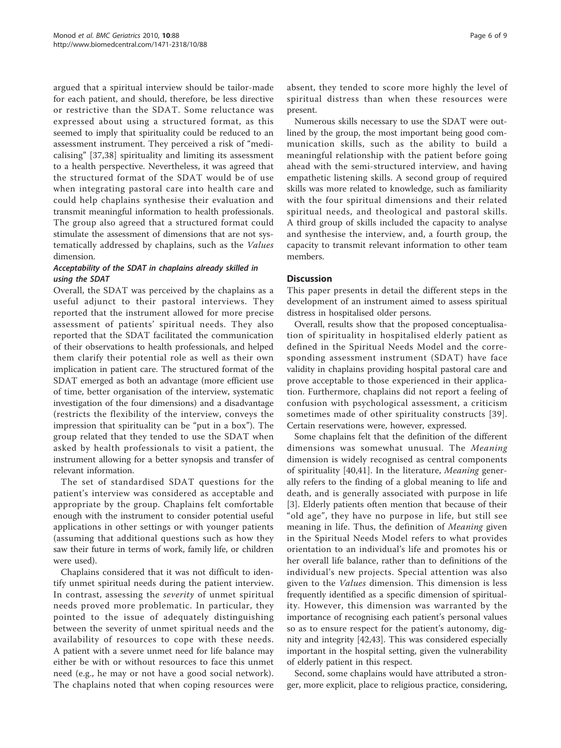argued that a spiritual interview should be tailor-made for each patient, and should, therefore, be less directive or restrictive than the SDAT. Some reluctance was expressed about using a structured format, as this seemed to imply that spirituality could be reduced to an assessment instrument. They perceived a risk of "medicalising" [37,38] spirituality and limiting its assessment to a health perspective. Nevertheless, it was agreed that the structured format of the SDAT would be of use when integrating pastoral care into health care and could help chaplains synthesise their evaluation and transmit meaningful information to health professionals. The group also agreed that a structured format could stimulate the assessment of dimensions that are not systematically addressed by chaplains, such as the *Values* dimension.

#### Acceptability of the SDAT in chaplains already skilled in using the SDAT

Overall, the SDAT was perceived by the chaplains as a useful adjunct to their pastoral interviews. They reported that the instrument allowed for more precise assessment of patients' spiritual needs. They also reported that the SDAT facilitated the communication of their observations to health professionals, and helped them clarify their potential role as well as their own implication in patient care. The structured format of the SDAT emerged as both an advantage (more efficient use of time, better organisation of the interview, systematic investigation of the four dimensions) and a disadvantage (restricts the flexibility of the interview, conveys the impression that spirituality can be "put in a box"). The group related that they tended to use the SDAT when asked by health professionals to visit a patient, the instrument allowing for a better synopsis and transfer of relevant information.

The set of standardised SDAT questions for the patient's interview was considered as acceptable and appropriate by the group. Chaplains felt comfortable enough with the instrument to consider potential useful applications in other settings or with younger patients (assuming that additional questions such as how they saw their future in terms of work, family life, or children were used).

Chaplains considered that it was not difficult to identify unmet spiritual needs during the patient interview. In contrast, assessing the *severity* of unmet spiritual needs proved more problematic. In particular, they pointed to the issue of adequately distinguishing between the severity of unmet spiritual needs and the availability of resources to cope with these needs. A patient with a severe unmet need for life balance may either be with or without resources to face this unmet need (e.g., he may or not have a good social network). The chaplains noted that when coping resources were absent, they tended to score more highly the level of spiritual distress than when these resources were present.

Numerous skills necessary to use the SDAT were outlined by the group, the most important being good communication skills, such as the ability to build a meaningful relationship with the patient before going ahead with the semi-structured interview, and having empathetic listening skills. A second group of required skills was more related to knowledge, such as familiarity with the four spiritual dimensions and their related spiritual needs, and theological and pastoral skills. A third group of skills included the capacity to analyse and synthesise the interview, and, a fourth group, the capacity to transmit relevant information to other team members.

## Discussion

This paper presents in detail the different steps in the development of an instrument aimed to assess spiritual distress in hospitalised older persons.

Overall, results show that the proposed conceptualisation of spirituality in hospitalised elderly patient as defined in the Spiritual Needs Model and the corresponding assessment instrument (SDAT) have face validity in chaplains providing hospital pastoral care and prove acceptable to those experienced in their application. Furthermore, chaplains did not report a feeling of confusion with psychological assessment, a criticism sometimes made of other spirituality constructs [39]. Certain reservations were, however, expressed.

Some chaplains felt that the definition of the different dimensions was somewhat unusual. The *Meaning* dimension is widely recognised as central components of spirituality [40,41]. In the literature, *Meaning* generally refers to the finding of a global meaning to life and death, and is generally associated with purpose in life [3]. Elderly patients often mention that because of their "old age", they have no purpose in life, but still see meaning in life. Thus, the definition of *Meaning* given in the Spiritual Needs Model refers to what provides orientation to an individual's life and promotes his or her overall life balance, rather than to definitions of the individual's new projects. Special attention was also given to the *Values* dimension. This dimension is less frequently identified as a specific dimension of spirituality. However, this dimension was warranted by the importance of recognising each patient's personal values so as to ensure respect for the patient's autonomy, dignity and integrity [42,43]. This was considered especially important in the hospital setting, given the vulnerability of elderly patient in this respect.

Second, some chaplains would have attributed a stronger, more explicit, place to religious practice, considering,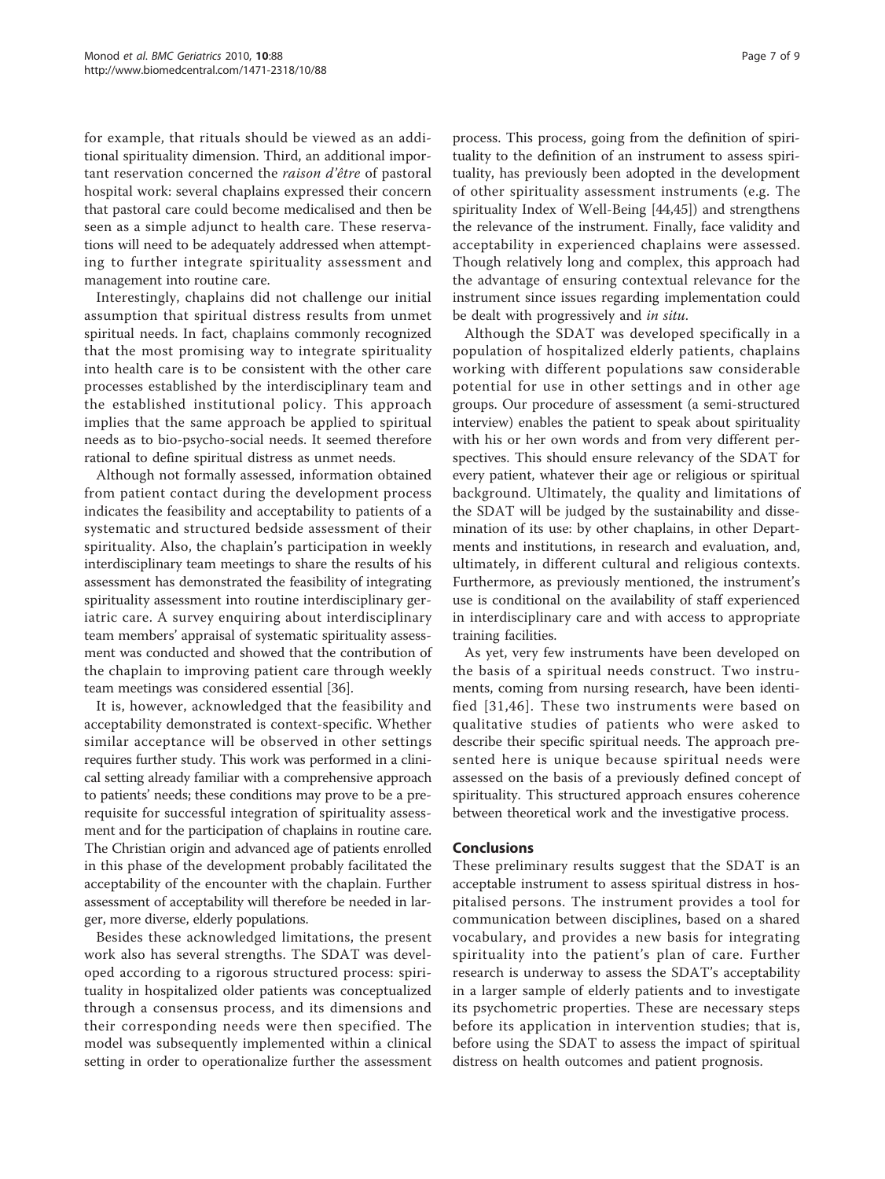for example, that rituals should be viewed as an additional spirituality dimension. Third, an additional important reservation concerned the *raison d'être* of pastoral hospital work: several chaplains expressed their concern that pastoral care could become medicalised and then be seen as a simple adjunct to health care. These reservations will need to be adequately addressed when attempting to further integrate spirituality assessment and management into routine care.

Interestingly, chaplains did not challenge our initial assumption that spiritual distress results from unmet spiritual needs. In fact, chaplains commonly recognized that the most promising way to integrate spirituality into health care is to be consistent with the other care processes established by the interdisciplinary team and the established institutional policy. This approach implies that the same approach be applied to spiritual needs as to bio-psycho-social needs. It seemed therefore rational to define spiritual distress as unmet needs.

Although not formally assessed, information obtained from patient contact during the development process indicates the feasibility and acceptability to patients of a systematic and structured bedside assessment of their spirituality. Also, the chaplain's participation in weekly interdisciplinary team meetings to share the results of his assessment has demonstrated the feasibility of integrating spirituality assessment into routine interdisciplinary geriatric care. A survey enquiring about interdisciplinary team members' appraisal of systematic spirituality assessment was conducted and showed that the contribution of the chaplain to improving patient care through weekly team meetings was considered essential [36].

It is, however, acknowledged that the feasibility and acceptability demonstrated is context-specific. Whether similar acceptance will be observed in other settings requires further study. This work was performed in a clinical setting already familiar with a comprehensive approach to patients' needs; these conditions may prove to be a prerequisite for successful integration of spirituality assessment and for the participation of chaplains in routine care. The Christian origin and advanced age of patients enrolled in this phase of the development probably facilitated the acceptability of the encounter with the chaplain. Further assessment of acceptability will therefore be needed in larger, more diverse, elderly populations.

Besides these acknowledged limitations, the present work also has several strengths. The SDAT was developed according to a rigorous structured process: spirituality in hospitalized older patients was conceptualized through a consensus process, and its dimensions and their corresponding needs were then specified. The model was subsequently implemented within a clinical setting in order to operationalize further the assessment process. This process, going from the definition of spirituality to the definition of an instrument to assess spirituality, has previously been adopted in the development of other spirituality assessment instruments (e.g. The spirituality Index of Well-Being [44,45]) and strengthens the relevance of the instrument. Finally, face validity and acceptability in experienced chaplains were assessed. Though relatively long and complex, this approach had the advantage of ensuring contextual relevance for the instrument since issues regarding implementation could be dealt with progressively and *in situ*.

Although the SDAT was developed specifically in a population of hospitalized elderly patients, chaplains working with different populations saw considerable potential for use in other settings and in other age groups. Our procedure of assessment (a semi-structured interview) enables the patient to speak about spirituality with his or her own words and from very different perspectives. This should ensure relevancy of the SDAT for every patient, whatever their age or religious or spiritual background. Ultimately, the quality and limitations of the SDAT will be judged by the sustainability and dissemination of its use: by other chaplains, in other Departments and institutions, in research and evaluation, and, ultimately, in different cultural and religious contexts. Furthermore, as previously mentioned, the instrument's use is conditional on the availability of staff experienced in interdisciplinary care and with access to appropriate training facilities.

As yet, very few instruments have been developed on the basis of a spiritual needs construct. Two instruments, coming from nursing research, have been identified [31,46]. These two instruments were based on qualitative studies of patients who were asked to describe their specific spiritual needs. The approach presented here is unique because spiritual needs were assessed on the basis of a previously defined concept of spirituality. This structured approach ensures coherence between theoretical work and the investigative process.

## Conclusions

These preliminary results suggest that the SDAT is an acceptable instrument to assess spiritual distress in hospitalised persons. The instrument provides a tool for communication between disciplines, based on a shared vocabulary, and provides a new basis for integrating spirituality into the patient's plan of care. Further research is underway to assess the SDAT's acceptability in a larger sample of elderly patients and to investigate its psychometric properties. These are necessary steps before its application in intervention studies; that is, before using the SDAT to assess the impact of spiritual distress on health outcomes and patient prognosis.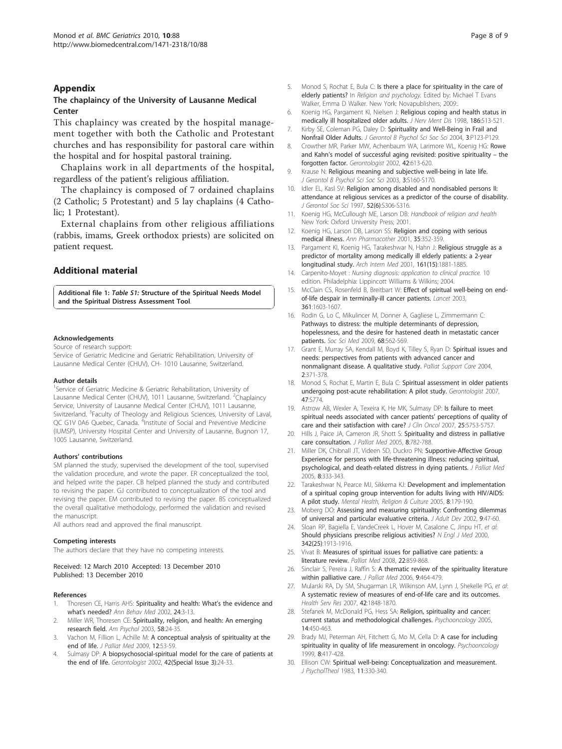## Appendix

### The chaplaincy of the University of Lausanne Medical Center

This chaplaincy was created by the hospital management together with both the Catholic and Protestant churches and has responsibility for pastoral care within the hospital and for hospital pastoral training.

Chaplains work in all departments of the hospital, regardless of the patient's religious affiliation.

The chaplaincy is composed of 7 ordained chaplains (2 Catholic; 5 Protestant) and 5 lay chaplains (4 Catholic; 1 Protestant).

External chaplains from other religious affiliations (rabbis, imams, Greek orthodox priests) are solicited on patient request.

## Additional material

**Additional file 1: *Table S1:* Structure of the Spiritual Needs Model and the Spiritual Distress Assessment Tool**.

#### Acknowledgements

Source of research support:
Service of Geriatric Medicine and Geriatric Rehabilitation, University of Lausanne Medical Center (CHUV), CH- 1010 Lausanne, Switzerland.

#### Author details

[1]Service of Geriatric Medicine & Geriatric Rehabilitation, University of Lausanne Medical Center (CHUV), 1011 Lausanne, Switzerland. [2]Chaplaincy Service, University of Lausanne Medical Center (CHUV), 1011 Lausanne, Switzerland. [3]Faculty of Theology and Religious Sciences, University of Laval, QC G1V 0A6 Quebec, Canada. [4]Institute of Social and Preventive Medicine (IUMSP), University Hospital Center and University of Lausanne, Bugnon 17, 1005 Lausanne, Switzerland.

#### Authors' contributions

SM planned the study, supervised the development of the tool, supervised the validation procedure, and wrote the paper. ER conceptualized the tool, and helped write the paper. CB helped planned the study and contributed to revising the paper. GJ contributed to conceptualization of the tool and revising the paper. EM contributed to revising the paper. BS conceptualized the overall qualitative methodology, performed the validation and revised the manuscript.
All authors read and approved the final manuscript.

#### Competing interests

The authors declare that they have no competing interests.

Received: 12 March 2010 Accepted: 13 December 2010
Published: 13 December 2010

#### References

1. Thoresen CE, Harris AHS: **Spirituality and health: What's the evidence and what's needed?** *Ann Behav Med* 2002, **24**:3-13.
2. Miller WR, Thoresen CE: **Spirituality, religion, and health: An emerging research field.** *Am Psychol* 2003, **58**:24-35.
3. Vachon M, Fillion L, Achille M: **A conceptual analysis of spirituality at the end of life.** *J Palliat Med* 2009, **12**:53-59.
4. Sulmasy DP: **A biopsychosocial-spiritual model for the care of patients at the end of life.** *Gerontologist* 2002, **42(Special Issue 3)**:24-33.
5. Monod S, Rochat E, Bula C: **Is there a place for spirituality in the care of elderly patients?** In *Religion and psychology.* Edited by: Michael T Evans Walker, Emma D Walker. New York: Novapublishers; 2009:.
6. Koenig HG, Pargament KI, Nielsen J: **Religious coping and health status in medically ill hospitalized older adults.** *J Nerv Ment Dis* 1998, **186**:513-521.
7. Kirby SE, Coleman PG, Daley D: **Spirituality and Well-Being in Frail and Nonfrail Older Adults.** *J Gerontol B Psychol Sci Soc Sci* 2004, **3**:P123-P129.
8. Crowther MR, Parker MW, Achenbaum WA, Larimore WL, Koenig HG: **Rowe and Kahn's model of successful aging revisited: positive spirituality – the forgotten factor.** *Gerontologist* 2002, **42**:613-620.
9. Krause N: **Religious meaning and subjective well-being in late life.** *J Gerontol B Psychol Sci Soc Sci* 2003, **3**:S160-S170.
10. Idler EL, Kasl SV: **Religion among disabled and nondisabled persons II: attendance at religious services as a predictor of the course of disability.** *J Gerontol Soc Sci* 1997, **52(6)**:S306-S316.
11. Koenig HG, McCullough ME, Larson DB: *Handbook of religion and health* New York: Oxford University Press; 2001.
12. Koenig HG, Larson DB, Larson SS: **Religion and coping with serious medical illness.** *Ann Pharmacother* 2001, **35**:352-359.
13. Pargament KI, Koenig HG, Tarakeshwar N, Hahn J: **Religious struggle as a predictor of mortality among medically ill elderly patients: a 2-year longitudinal study.** *Arch Intern Med* 2001, **161(15)**:1881-1885.
14. Carpenito-Moyet : *Nursing diagnosis: application to clinical practice.* 10 edition. Philadelphia: Lippincott Williams & Wilkins; 2004.
15. McClain CS, Rosenfeld B, Breitbart W: **Effect of spiritual well-being on end-of-life despair in terminally-ill cancer patients.** *Lancet* 2003, **361**:1603-1607.
16. Rodin G, Lo C, Mikulincer M, Donner A, Gagliese L, Zimmermann C: **Pathways to distress: the multiple determinants of depression, hopelessness, and the desire for hastened death in metastatic cancer patients.** *Soc Sci Med* 2009, **68**:562-569.
17. Grant E, Murray SA, Kendall M, Boyd K, Tilley S, Ryan D: **Spiritual issues and needs: perspectives from patients with advanced cancer and nonmalignant disease. A qualitative study.** *Palliat Support Care* 2004, **2**:371-378.
18. Monod S, Rochat E, Martin E, Bula C: **Spiritual assessment in older patients undergoing post-acute rehabilitation: A pilot study.** *Gerontologist* 2007, **47**:S774.
19. Astrow AB, Wexler A, Texeira K, He MK, Sulmasy DP: **Is failure to meet spiritual needs associated with cancer patients' perceptions of quality of care and their satisfaction with care?** *J Clin Oncol* 2007, **25**:5753-5757.
20. Hills J, Paice JA, Cameron JR, Shott S: **Spirituality and distress in palliative care consultation.** *J Palliat Med* 2005, **8**:782-788.
21. Miller DK, Chibnall JT, Videen SD, Duckro PN: **Supportive-Affective Group Experience for persons with life-threatening illness: reducing spiritual, psychological, and death-related distress in dying patients.** *J Palliat Med* 2005, **8**:333-343.
22. Tarakeshwar N, Pearce MJ, Sikkema KJ: **Development and implementation of a spiritual coping group intervention for adults living with HIV/AIDS: A pilot study.** *Mental Health, Religion & Culture* 2005, **8**:179-190.
23. Moberg DO: **Assessing and measuring spirituality: Confronting dilemmas of universal and particular evaluative criteria.** *J Adult Dev* 2002, **9**:47-60.
24. Sloan RP, Bagiella E, VandeCreek L, Hover M, Casalone C, Jinpu HT, *et al*: **Should physicians prescribe religious activities?** *N Engl J Med* 2000, **342(25)**:1913-1916.
25. Vivat B: **Measures of spiritual issues for palliative care patients: a literature review.** *Palliat Med* 2008, **22**:859-868.
26. Sinclair S, Pereira J, Raffin S: **A thematic review of the spirituality literature within palliative care.** *J Palliat Med* 2006, **9**:464-479.
27. Mularski RA, Dy SM, Shugarman LR, Wilkinson AM, Lynn J, Shekelle PG, *et al*: **A systematic review of measures of end-of-life care and its outcomes.** *Health Serv Res* 2007, **42**:1848-1870.
28. Stefanek M, McDonald PG, Hess SA: **Religion, spirituality and cancer: current status and methodological challenges.** *Psychooncology* 2005, **14**:450-463.
29. Brady MJ, Peterman AH, Fitchett G, Mo M, Cella D: **A case for including spirituality in quality of life measurement in oncology.** *Psychooncology* 1999, **8**:417-428.
30. Ellison CW: **Spiritual well-being: Conceptualization and measurement.** *J PsycholTheol* 1983, **11**:330-340.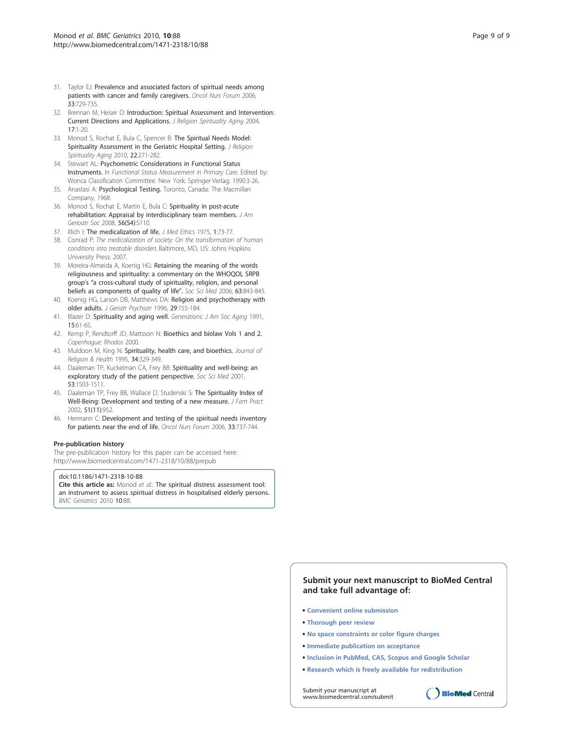31. Taylor EJ: **Prevalence and associated factors of spiritual needs among patients with cancer and family caregivers.** *Oncol Nurs Forum* 2006, **33**:729-735.
32. Brennan M, Heiser D: **Introduction: Spiritual Assessment and Intervention: Current Directions and Applications.** *J Religion Spirituality Aging* 2004, **17**:1-20.
33. Monod S, Rochat E, Bula C, Spencer B: **The Spiritual Needs Model: Spirituality Assessment in the Geriatric Hospital Setting.** *J Religion Spirituality Aging* 2010, **22**:271-282.
34. Stewart AL: **Psychometric Considerations in Functional Status Instruments.** In *Functional Status Measurement in Primary Care.* Edited by: Wonca Classification Committee. New York: Springer-Verlag; 1990:3-26.
35. Anastasi A: **Psychological Testing.** Toronto, Canada: The Macmillan Company; 1968.
36. Monod S, Rochat E, Martin E, Bula C: **Spirituality in post-acute rehabilitation: Appraisal by interdisciplinary team members.** *J Am Geriatr Soc* 2008, **56(S4)**:S110.
37. Illich I: **The medicalization of life.** *J Med Ethics* 1975, **1**:73-77.
38. Conrad P: *The medicalization of society: On the transformation of human conditions into treatable disorders* Baltimore, MD, US: Johns Hopkins University Press; 2007.
39. Moreira-Almeida A, Koenig HG: **Retaining the meaning of the words religiousness and spirituality: a commentary on the WHOQOL SRPB group's "a cross-cultural study of spirituality, religion, and personal beliefs as components of quality of life".** *Soc Sci Med* 2006, **63**:843-845.
40. Koenig HG, Larson DB, Matthews DA: **Religion and psychotherapy with older adults.** *J Geriatr Psychiatr* 1996, **29**:155-184.
41. Blazer D: **Spirituality and aging well.** *Generations: J Am Soc Aging* 1991, **15**:61-65.
42. Kemp P, Rendtorff JD, Mattsson N: **Bioethics and biolaw Vols 1 and 2.** *Copenhague: Rhodos* 2000.
43. Muldoon M, King N: **Spirituality, health care, and bioethics.** *Journal of Religion & Health* 1995, **34**:329-349.
44. Daaleman TP, Kuckelman CA, Frey BB: **Spirituality and well-being: an exploratory study of the patient perspective.** *Soc Sci Med* 2001, **53**:1503-1511.
45. Daaleman TP, Frey BB, Wallace D, Studenski S: **The Spirituality Index of Well-Being: Development and testing of a new measure.** *J Fam Pract* 2002, **51(11)**:952.
46. Hermann C: **Development and testing of the spiritual needs inventory for patients near the end of life.** *Oncol Nurs Forum* 2006, **33**:737-744.

### Pre-publication history

The pre-publication history for this paper can be accessed here:
http://www.biomedcentral.com/1471-2318/10/88/prepub

doi:10.1186/1471-2318-10-88

**Cite this article as:** Monod *et al.*: The spiritual distress assessment tool: an instrument to assess spiritual distress in hospitalised elderly persons. *BMC Geriatrics* 2010 **10**:88.

**Submit your next manuscript to BioMed Central and take full advantage of:**

- **Convenient online submission**
- **Thorough peer review**
- **No space constraints or color figure charges**
- **Immediate publication on acceptance**
- **Inclusion in PubMed, CAS, Scopus and Google Scholar**
- **Research which is freely available for redistribution**

Submit your manuscript at
www.biomedcentral.com/submit

BioMed Central